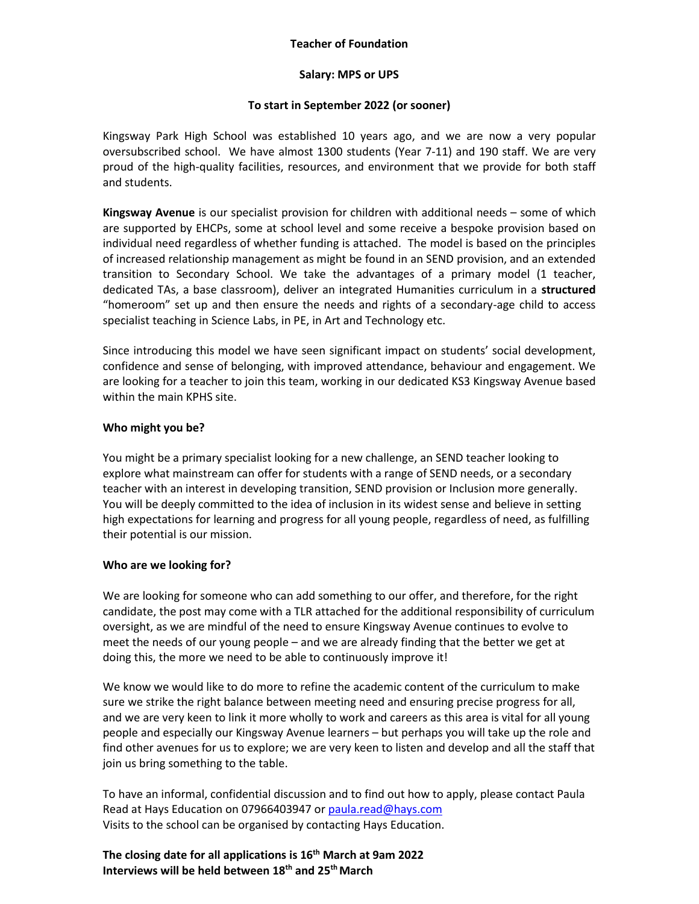**Teacher of Foundation**

**Salary: MPS or UPS**

**To start in September 2022 (or sooner)**

Kingsway Park High School was established 10 years ago, and we are now a very popular oversubscribed school. We have almost 1300 students (Year 7-11) and 190 staff. We are very proud of the high-quality facilities, resources, and environment that we provide for both staff and students.

**Kingsway Avenue** is our specialist provision for children with additional needs – some of which are supported by EHCPs, some at school level and some receive a bespoke provision based on individual need regardless of whether funding is attached. The model is based on the principles of increased relationship management as might be found in an SEND provision, and an extended transition to Secondary School. We take the advantages of a primary model (1 teacher, dedicated TAs, a base classroom), deliver an integrated Humanities curriculum in a **structured** "homeroom" set up and then ensure the needs and rights of a secondary-age child to access specialist teaching in Science Labs, in PE, in Art and Technology etc.

Since introducing this model we have seen significant impact on students' social development, confidence and sense of belonging, with improved attendance, behaviour and engagement. We are looking for a teacher to join this team, working in our dedicated KS3 Kingsway Avenue based within the main KPHS site.

**Who might you be?**

You might be a primary specialist looking for a new challenge, an SEND teacher looking to explore what mainstream can offer for students with a range of SEND needs, or a secondary teacher with an interest in developing transition, SEND provision or Inclusion more generally. You will be deeply committed to the idea of inclusion in its widest sense and believe in setting high expectations for learning and progress for all young people, regardless of need, as fulfilling their potential is our mission.

**Who are we looking for?**

We are looking for someone who can add something to our offer, and therefore, for the right candidate, the post may come with a TLR attached for the additional responsibility of curriculum oversight, as we are mindful of the need to ensure Kingsway Avenue continues to evolve to meet the needs of our young people – and we are already finding that the better we get at doing this, the more we need to be able to continuously improve it!

We know we would like to do more to refine the academic content of the curriculum to make sure we strike the right balance between meeting need and ensuring precise progress for all, and we are very keen to link it more wholly to work and careers as this area is vital for all young people and especially our Kingsway Avenue learners – but perhaps you will take up the role and find other avenues for us to explore; we are very keen to listen and develop and all the staff that join us bring something to the table.

To have an informal, confidential discussion and to find out how to apply, please contact Paula Read at Hays Education on 07966403947 or paula.read@hays.com
Visits to the school can be organised by contacting Hays Education.

**The closing date for all applications is 16th March at 9am 2022**
**Interviews will be held between 18th and 25th March**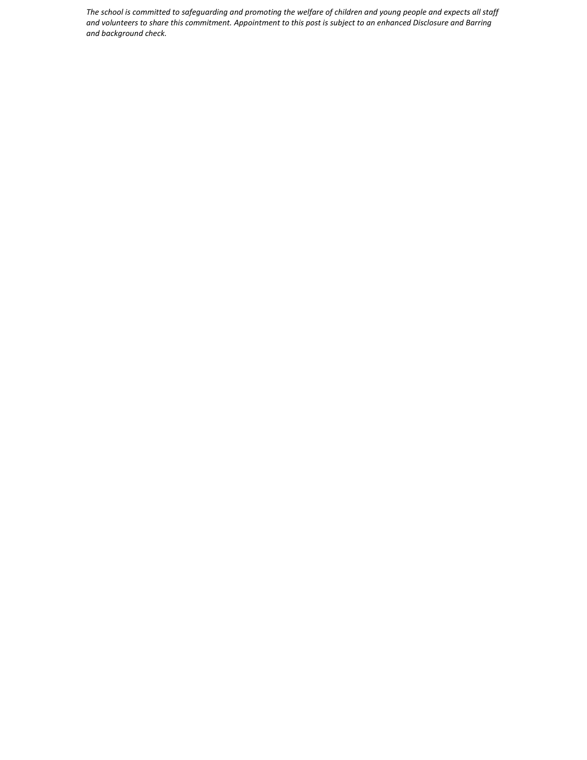*The school is committed to safeguarding and promoting the welfare of children and young people and expects all staff and volunteers to share this commitment. Appointment to this post is subject to an enhanced Disclosure and Barring and background check.*